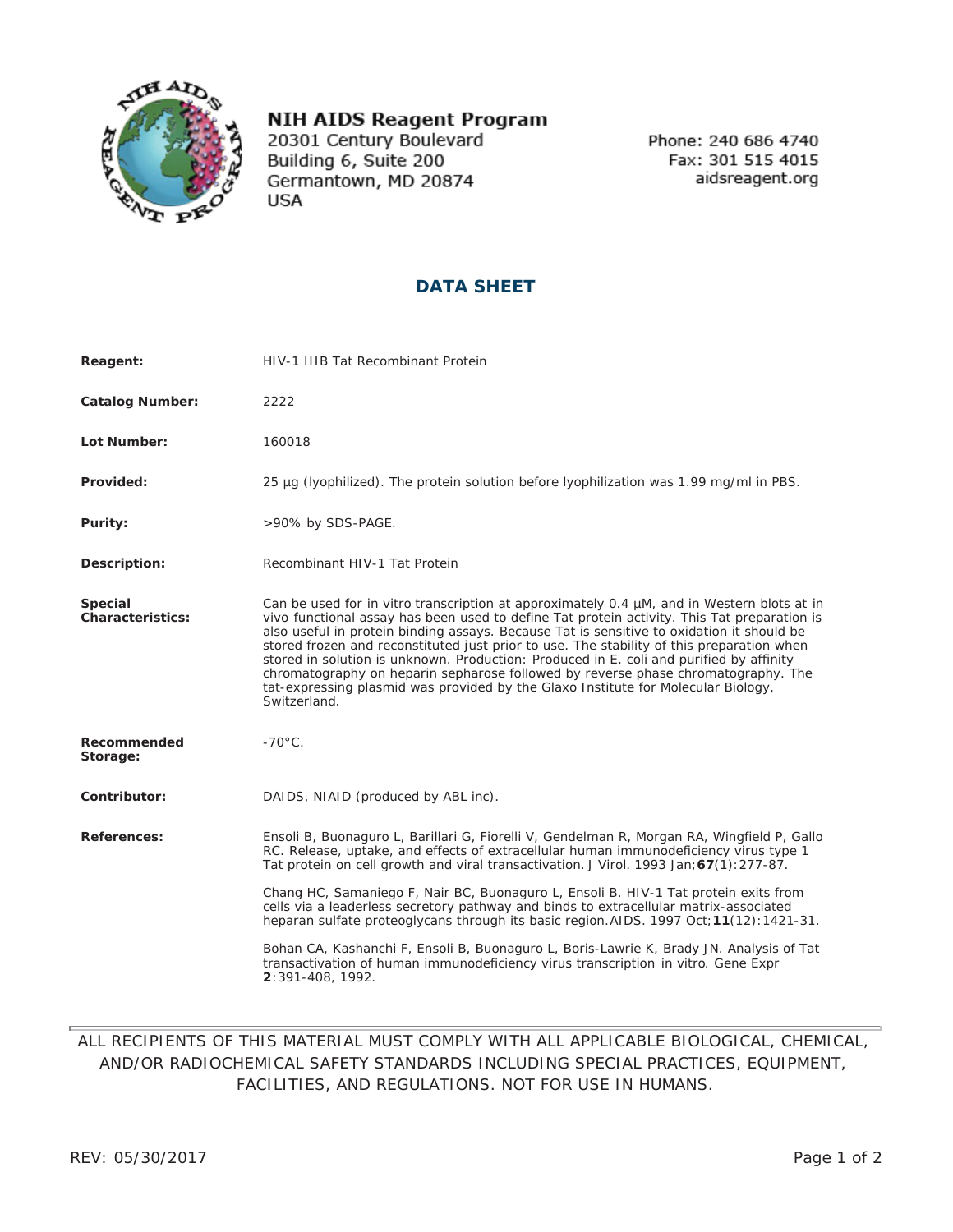**NIH AIDS Reagent Program**
20301 Century Boulevard
Building 6, Suite 200
Germantown, MD 20874
USA

Phone: 240 686 4740
Fax: 301 515 4015
aidsreagent.org

# DATA SHEET

**Reagent:** HIV-1 IIIB Tat Recombinant Protein

**Catalog Number:** 2222

**Lot Number:** 160018

**Provided:** 25 µg (lyophilized). The protein solution before lyophilization was 1.99 mg/ml in PBS.

**Purity:** >90% by SDS-PAGE.

**Description:** Recombinant HIV-1 Tat Protein

**Special Characteristics:** Can be used for in vitro transcription at approximately 0.4 µM, and in Western blots at in vivo functional assay has been used to define Tat protein activity. This Tat preparation is also useful in protein binding assays. Because Tat is sensitive to oxidation it should be stored frozen and reconstituted just prior to use. The stability of this preparation when stored in solution is unknown. Production: Produced in E. coli and purified by affinity chromatography on heparin sepharose followed by reverse phase chromatography. The tat-expressing plasmid was provided by the Glaxo Institute for Molecular Biology, Switzerland.

**Recommended Storage:** -70°C.

**Contributor:** DAIDS, NIAID (produced by ABL inc).

**References:**

Ensoli B, Buonaguro L, Barillari G, Fiorelli V, Gendelman R, Morgan RA, Wingfield P, Gallo RC. Release, uptake, and effects of extracellular human immunodeficiency virus type 1 Tat protein on cell growth and viral transactivation. J Virol. 1993 Jan;**67**(1):277-87.

Chang HC, Samaniego F, Nair BC, Buonaguro L, Ensoli B. HIV-1 Tat protein exits from cells via a leaderless secretory pathway and binds to extracellular matrix-associated heparan sulfate proteoglycans through its basic region.AIDS. 1997 Oct;**11**(12):1421-31.

Bohan CA, Kashanchi F, Ensoli B, Buonaguro L, Boris-Lawrie K, Brady JN. Analysis of Tat transactivation of human immunodeficiency virus transcription in vitro. Gene Expr **2**:391-408, 1992.

---

ALL RECIPIENTS OF THIS MATERIAL MUST COMPLY WITH ALL APPLICABLE BIOLOGICAL, CHEMICAL, AND/OR RADIOCHEMICAL SAFETY STANDARDS INCLUDING SPECIAL PRACTICES, EQUIPMENT, FACILITIES, AND REGULATIONS. NOT FOR USE IN HUMANS.

REV: 05/30/2017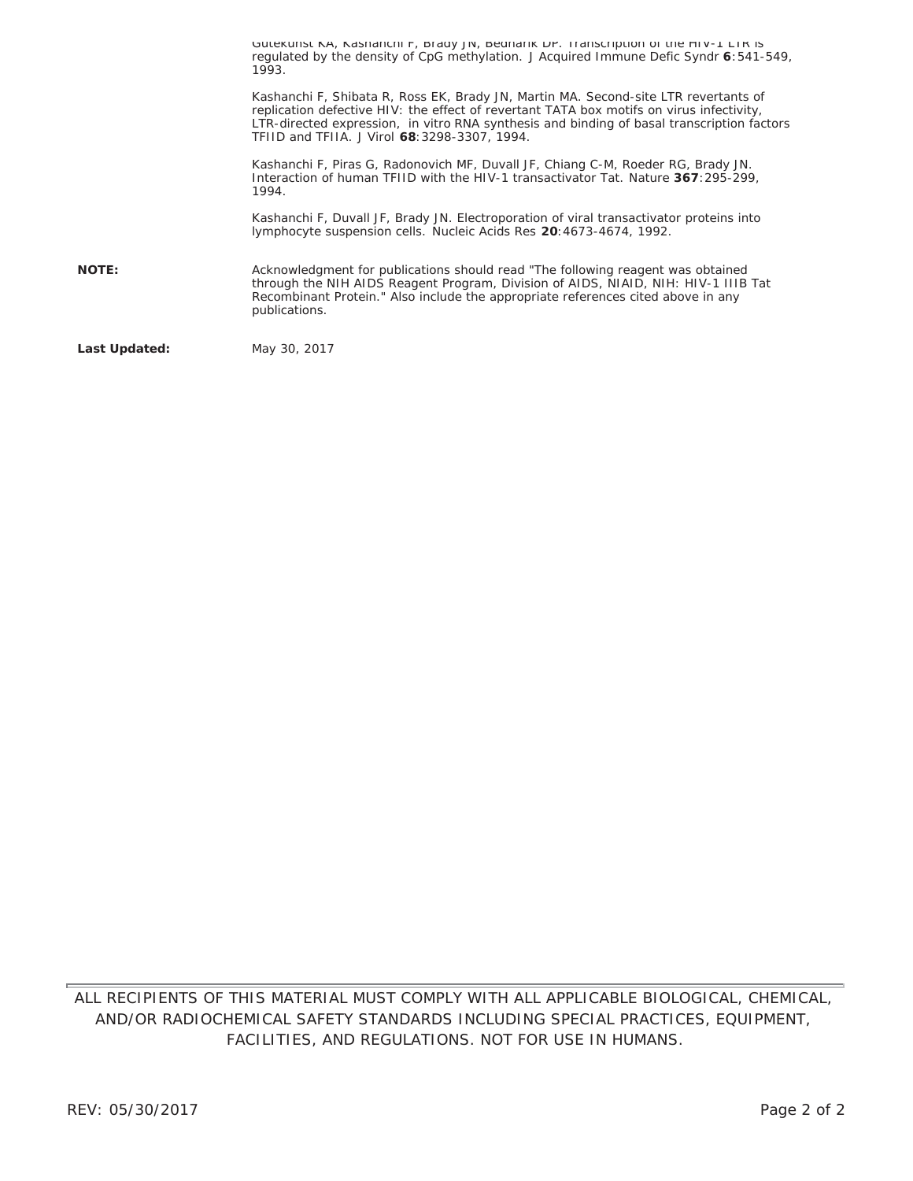Gutekunst KA, Kashanchi F, Brady JN, Bednarik DP. Transcription of the HIV-1 LTR is regulated by the density of CpG methylation. J Acquired Immune Defic Syndr **6**:541-549, 1993.

Kashanchi F, Shibata R, Ross EK, Brady JN, Martin MA. Second-site LTR revertants of replication defective HIV: the effect of revertant TATA box motifs on virus infectivity, LTR-directed expression, in vitro RNA synthesis and binding of basal transcription factors TFIID and TFIIA. J Virol **68**:3298-3307, 1994.

Kashanchi F, Piras G, Radonovich MF, Duvall JF, Chiang C-M, Roeder RG, Brady JN. Interaction of human TFIID with the HIV-1 transactivator Tat. Nature **367**:295-299, 1994.

Kashanchi F, Duvall JF, Brady JN. Electroporation of viral transactivator proteins into lymphocyte suspension cells. Nucleic Acids Res **20**:4673-4674, 1992.

**NOTE:** Acknowledgment for publications should read "The following reagent was obtained through the NIH AIDS Reagent Program, Division of AIDS, NIAID, NIH: HIV-1 IIIB Tat Recombinant Protein." Also include the appropriate references cited above in any publications.

**Last Updated:** May 30, 2017

ALL RECIPIENTS OF THIS MATERIAL MUST COMPLY WITH ALL APPLICABLE BIOLOGICAL, CHEMICAL, AND/OR RADIOCHEMICAL SAFETY STANDARDS INCLUDING SPECIAL PRACTICES, EQUIPMENT, FACILITIES, AND REGULATIONS. NOT FOR USE IN HUMANS.